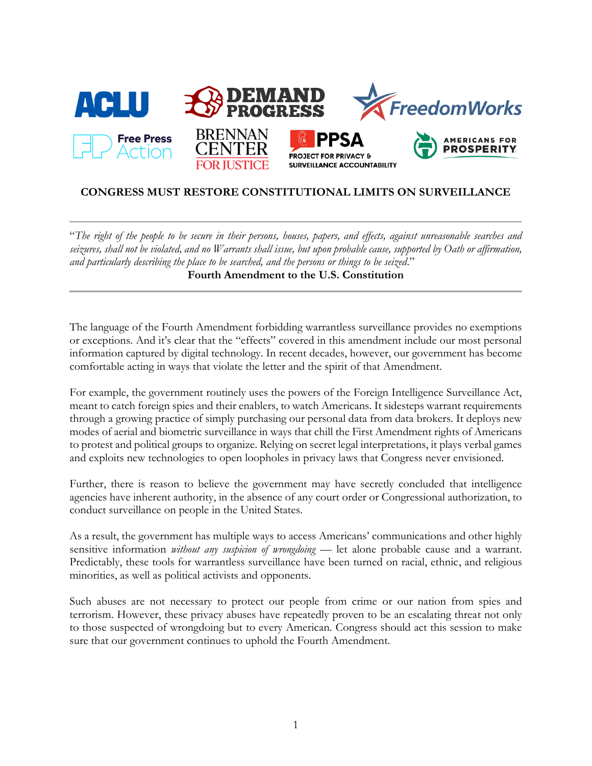ACLU | DEMAND PROGRESS | FreedomWorks | Free Press Action | BRENNAN CENTER FOR JUSTICE | PPSA PROJECT FOR PRIVACY & SURVEILLANCE ACCOUNTABILITY | AMERICANS FOR PROSPERITY

## CONGRESS MUST RESTORE CONSTITUTIONAL LIMITS ON SURVEILLANCE

---

"*The right of the people to be secure in their persons, houses, papers, and effects, against unreasonable searches and seizures, shall not be violated, and no Warrants shall issue, but upon probable cause, supported by Oath or affirmation, and particularly describing the place to be searched, and the persons or things to be seized.*"

**Fourth Amendment to the U.S. Constitution**

---

The language of the Fourth Amendment forbidding warrantless surveillance provides no exemptions or exceptions. And it's clear that the "effects" covered in this amendment include our most personal information captured by digital technology. In recent decades, however, our government has become comfortable acting in ways that violate the letter and the spirit of that Amendment.

For example, the government routinely uses the powers of the Foreign Intelligence Surveillance Act, meant to catch foreign spies and their enablers, to watch Americans. It sidesteps warrant requirements through a growing practice of simply purchasing our personal data from data brokers. It deploys new modes of aerial and biometric surveillance in ways that chill the First Amendment rights of Americans to protest and political groups to organize. Relying on secret legal interpretations, it plays verbal games and exploits new technologies to open loopholes in privacy laws that Congress never envisioned.

Further, there is reason to believe the government may have secretly concluded that intelligence agencies have inherent authority, in the absence of any court order or Congressional authorization, to conduct surveillance on people in the United States.

As a result, the government has multiple ways to access Americans' communications and other highly sensitive information *without any suspicion of wrongdoing* — let alone probable cause and a warrant. Predictably, these tools for warrantless surveillance have been turned on racial, ethnic, and religious minorities, as well as political activists and opponents.

Such abuses are not necessary to protect our people from crime or our nation from spies and terrorism. However, these privacy abuses have repeatedly proven to be an escalating threat not only to those suspected of wrongdoing but to every American. Congress should act this session to make sure that our government continues to uphold the Fourth Amendment.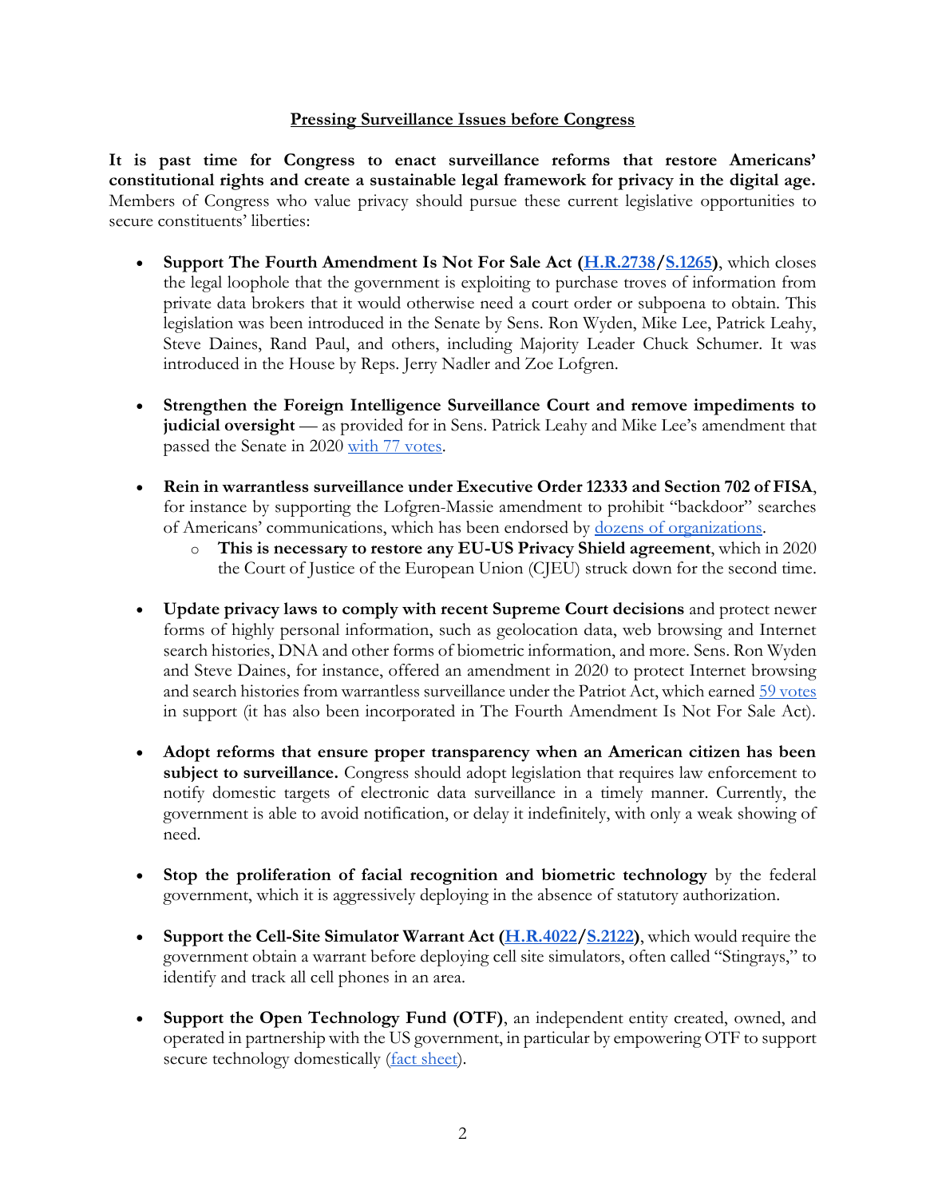## Pressing Surveillance Issues before Congress

**It is past time for Congress to enact surveillance reforms that restore Americans' constitutional rights and create a sustainable legal framework for privacy in the digital age.** Members of Congress who value privacy should pursue these current legislative opportunities to secure constituents' liberties:

- **Support The Fourth Amendment Is Not For Sale Act (H.R.2738/S.1265)**, which closes the legal loophole that the government is exploiting to purchase troves of information from private data brokers that it would otherwise need a court order or subpoena to obtain. This legislation was been introduced in the Senate by Sens. Ron Wyden, Mike Lee, Patrick Leahy, Steve Daines, Rand Paul, and others, including Majority Leader Chuck Schumer. It was introduced in the House by Reps. Jerry Nadler and Zoe Lofgren.

- **Strengthen the Foreign Intelligence Surveillance Court and remove impediments to judicial oversight** — as provided for in Sens. Patrick Leahy and Mike Lee's amendment that passed the Senate in 2020 with 77 votes.

- **Rein in warrantless surveillance under Executive Order 12333 and Section 702 of FISA**, for instance by supporting the Lofgren-Massie amendment to prohibit "backdoor" searches of Americans' communications, which has been endorsed by dozens of organizations.
  - **This is necessary to restore any EU-US Privacy Shield agreement**, which in 2020 the Court of Justice of the European Union (CJEU) struck down for the second time.

- **Update privacy laws to comply with recent Supreme Court decisions** and protect newer forms of highly personal information, such as geolocation data, web browsing and Internet search histories, DNA and other forms of biometric information, and more. Sens. Ron Wyden and Steve Daines, for instance, offered an amendment in 2020 to protect Internet browsing and search histories from warrantless surveillance under the Patriot Act, which earned 59 votes in support (it has also been incorporated in The Fourth Amendment Is Not For Sale Act).

- **Adopt reforms that ensure proper transparency when an American citizen has been subject to surveillance.** Congress should adopt legislation that requires law enforcement to notify domestic targets of electronic data surveillance in a timely manner. Currently, the government is able to avoid notification, or delay it indefinitely, with only a weak showing of need.

- **Stop the proliferation of facial recognition and biometric technology** by the federal government, which it is aggressively deploying in the absence of statutory authorization.

- **Support the Cell-Site Simulator Warrant Act (H.R.4022/S.2122)**, which would require the government obtain a warrant before deploying cell site simulators, often called "Stingrays," to identify and track all cell phones in an area.

- **Support the Open Technology Fund (OTF)**, an independent entity created, owned, and operated in partnership with the US government, in particular by empowering OTF to support secure technology domestically (fact sheet).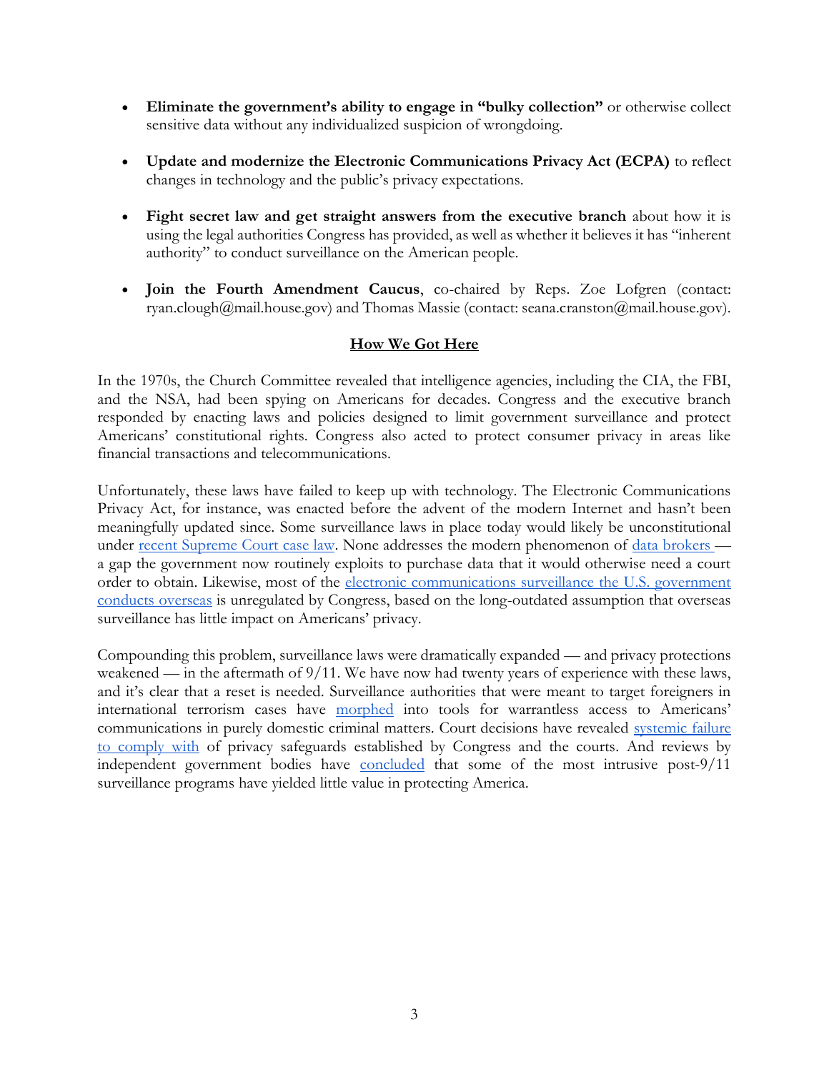- **Eliminate the government's ability to engage in "bulky collection"** or otherwise collect sensitive data without any individualized suspicion of wrongdoing.

- **Update and modernize the Electronic Communications Privacy Act (ECPA)** to reflect changes in technology and the public's privacy expectations.

- **Fight secret law and get straight answers from the executive branch** about how it is using the legal authorities Congress has provided, as well as whether it believes it has "inherent authority" to conduct surveillance on the American people.

- **Join the Fourth Amendment Caucus**, co-chaired by Reps. Zoe Lofgren (contact: ryan.clough@mail.house.gov) and Thomas Massie (contact: seana.cranston@mail.house.gov).

## How We Got Here

In the 1970s, the Church Committee revealed that intelligence agencies, including the CIA, the FBI, and the NSA, had been spying on Americans for decades. Congress and the executive branch responded by enacting laws and policies designed to limit government surveillance and protect Americans' constitutional rights. Congress also acted to protect consumer privacy in areas like financial transactions and telecommunications.

Unfortunately, these laws have failed to keep up with technology. The Electronic Communications Privacy Act, for instance, was enacted before the advent of the modern Internet and hasn't been meaningfully updated since. Some surveillance laws in place today would likely be unconstitutional under recent Supreme Court case law. None addresses the modern phenomenon of data brokers — a gap the government now routinely exploits to purchase data that it would otherwise need a court order to obtain. Likewise, most of the electronic communications surveillance the U.S. government conducts overseas is unregulated by Congress, based on the long-outdated assumption that overseas surveillance has little impact on Americans' privacy.

Compounding this problem, surveillance laws were dramatically expanded — and privacy protections weakened — in the aftermath of 9/11. We have now had twenty years of experience with these laws, and it's clear that a reset is needed. Surveillance authorities that were meant to target foreigners in international terrorism cases have morphed into tools for warrantless access to Americans' communications in purely domestic criminal matters. Court decisions have revealed systemic failure to comply with of privacy safeguards established by Congress and the courts. And reviews by independent government bodies have concluded that some of the most intrusive post-9/11 surveillance programs have yielded little value in protecting America.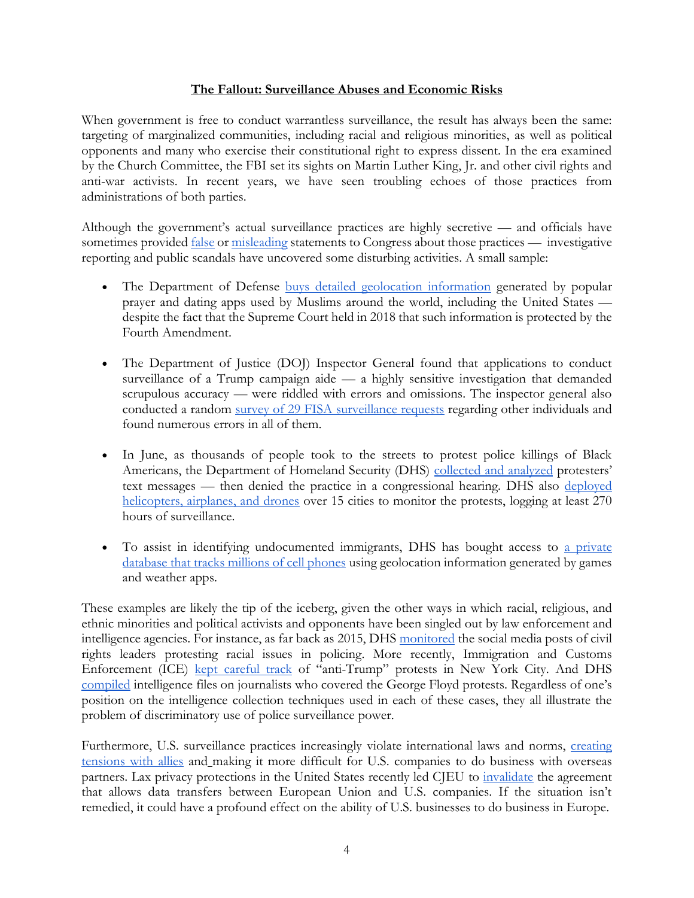## The Fallout: Surveillance Abuses and Economic Risks

When government is free to conduct warrantless surveillance, the result has always been the same: targeting of marginalized communities, including racial and religious minorities, as well as political opponents and many who exercise their constitutional right to express dissent. In the era examined by the Church Committee, the FBI set its sights on Martin Luther King, Jr. and other civil rights and anti-war activists. In recent years, we have seen troubling echoes of those practices from administrations of both parties.

Although the government's actual surveillance practices are highly secretive — and officials have sometimes provided false or misleading statements to Congress about those practices — investigative reporting and public scandals have uncovered some disturbing activities. A small sample:

- The Department of Defense buys detailed geolocation information generated by popular prayer and dating apps used by Muslims around the world, including the United States — despite the fact that the Supreme Court held in 2018 that such information is protected by the Fourth Amendment.

- The Department of Justice (DOJ) Inspector General found that applications to conduct surveillance of a Trump campaign aide — a highly sensitive investigation that demanded scrupulous accuracy — were riddled with errors and omissions. The inspector general also conducted a random survey of 29 FISA surveillance requests regarding other individuals and found numerous errors in all of them.

- In June, as thousands of people took to the streets to protest police killings of Black Americans, the Department of Homeland Security (DHS) collected and analyzed protesters' text messages — then denied the practice in a congressional hearing. DHS also deployed helicopters, airplanes, and drones over 15 cities to monitor the protests, logging at least 270 hours of surveillance.

- To assist in identifying undocumented immigrants, DHS has bought access to a private database that tracks millions of cell phones using geolocation information generated by games and weather apps.

These examples are likely the tip of the iceberg, given the other ways in which racial, religious, and ethnic minorities and political activists and opponents have been singled out by law enforcement and intelligence agencies. For instance, as far back as 2015, DHS monitored the social media posts of civil rights leaders protesting racial issues in policing. More recently, Immigration and Customs Enforcement (ICE) kept careful track of "anti-Trump" protests in New York City. And DHS compiled intelligence files on journalists who covered the George Floyd protests. Regardless of one's position on the intelligence collection techniques used in each of these cases, they all illustrate the problem of discriminatory use of police surveillance power.

Furthermore, U.S. surveillance practices increasingly violate international laws and norms, creating tensions with allies and making it more difficult for U.S. companies to do business with overseas partners. Lax privacy protections in the United States recently led CJEU to invalidate the agreement that allows data transfers between European Union and U.S. companies. If the situation isn't remedied, it could have a profound effect on the ability of U.S. businesses to do business in Europe.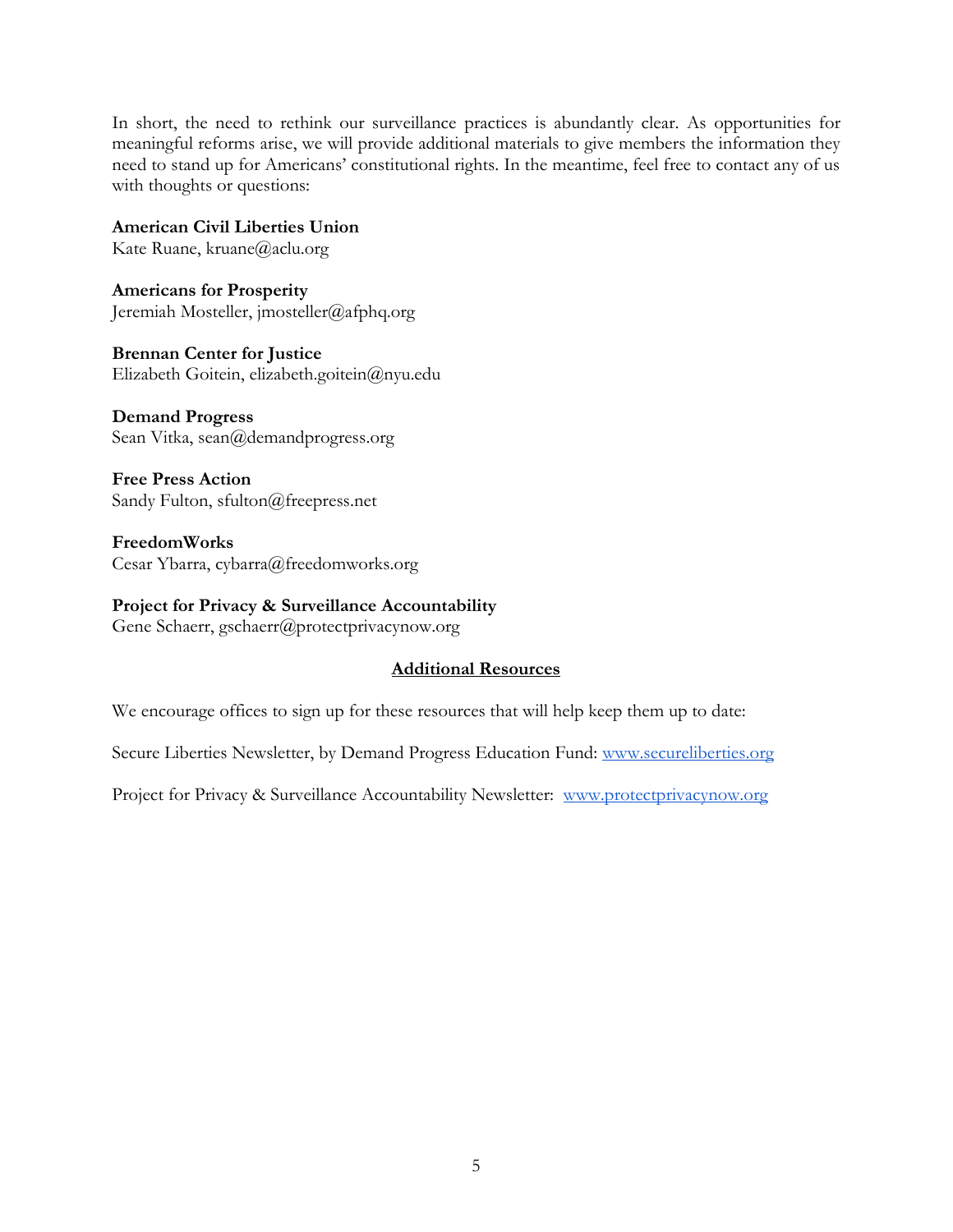In short, the need to rethink our surveillance practices is abundantly clear. As opportunities for meaningful reforms arise, we will provide additional materials to give members the information they need to stand up for Americans' constitutional rights. In the meantime, feel free to contact any of us with thoughts or questions:

**American Civil Liberties Union**
Kate Ruane, kruane@aclu.org

**Americans for Prosperity**
Jeremiah Mosteller, jmosteller@afphq.org

**Brennan Center for Justice**
Elizabeth Goitein, elizabeth.goitein@nyu.edu

**Demand Progress**
Sean Vitka, sean@demandprogress.org

**Free Press Action**
Sandy Fulton, sfulton@freepress.net

**FreedomWorks**
Cesar Ybarra, cybarra@freedomworks.org

**Project for Privacy & Surveillance Accountability**
Gene Schaerr, gschaerr@protectprivacynow.org

## Additional Resources

We encourage offices to sign up for these resources that will help keep them up to date:

Secure Liberties Newsletter, by Demand Progress Education Fund: [www.secureliberties.org](http://www.secureliberties.org)

Project for Privacy & Surveillance Accountability Newsletter: [www.protectprivacynow.org](http://www.protectprivacynow.org)